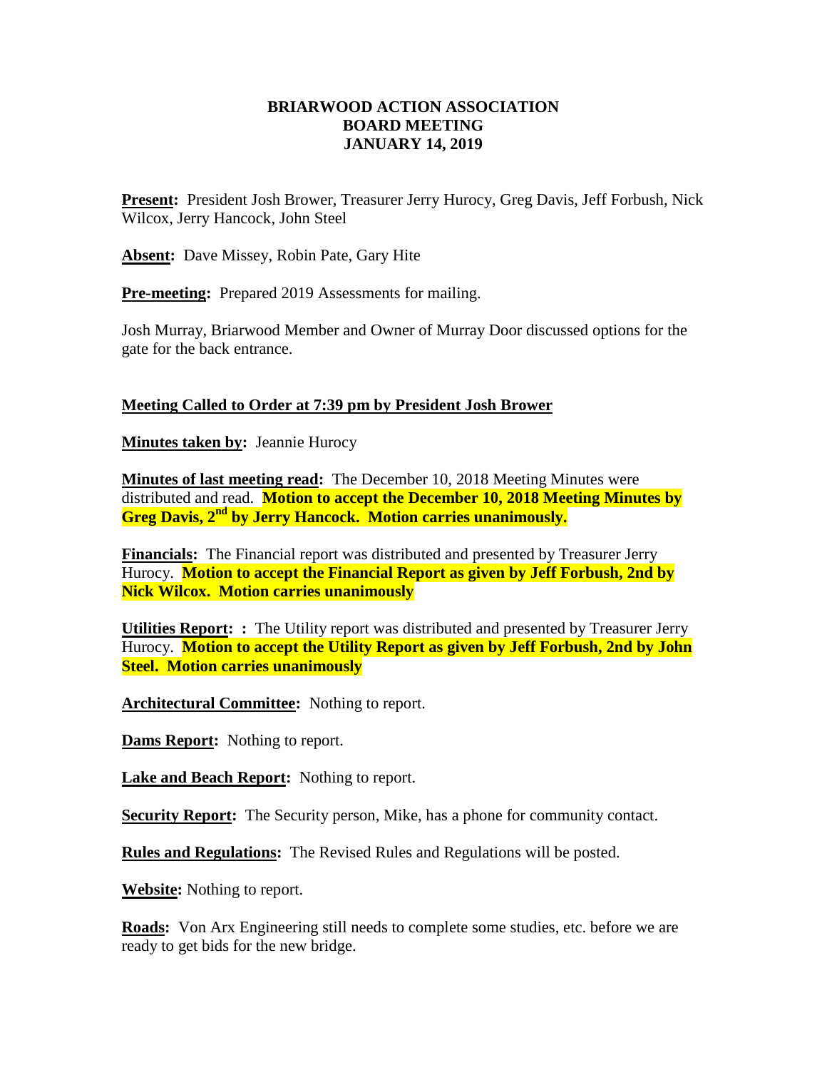**BRIARWOOD ACTION ASSOCIATION**
**BOARD MEETING**
**JANUARY 14, 2019**

**Present:** President Josh Brower, Treasurer Jerry Hurocy, Greg Davis, Jeff Forbush, Nick Wilcox, Jerry Hancock, John Steel

**Absent:** Dave Missey, Robin Pate, Gary Hite

**Pre-meeting:** Prepared 2019 Assessments for mailing.

Josh Murray, Briarwood Member and Owner of Murray Door discussed options for the gate for the back entrance.

**Meeting Called to Order at 7:39 pm by President Josh Brower**

**Minutes taken by:** Jeannie Hurocy

**Minutes of last meeting read:** The December 10, 2018 Meeting Minutes were distributed and read. **Motion to accept the December 10, 2018 Meeting Minutes by Greg Davis, 2nd by Jerry Hancock. Motion carries unanimously.**

**Financials:** The Financial report was distributed and presented by Treasurer Jerry Hurocy. **Motion to accept the Financial Report as given by Jeff Forbush, 2nd by Nick Wilcox. Motion carries unanimously**

**Utilities Report: :** The Utility report was distributed and presented by Treasurer Jerry Hurocy. **Motion to accept the Utility Report as given by Jeff Forbush, 2nd by John Steel. Motion carries unanimously**

**Architectural Committee:** Nothing to report.

**Dams Report:** Nothing to report.

**Lake and Beach Report:** Nothing to report.

**Security Report:** The Security person, Mike, has a phone for community contact.

**Rules and Regulations:** The Revised Rules and Regulations will be posted.

**Website:** Nothing to report.

**Roads:** Von Arx Engineering still needs to complete some studies, etc. before we are ready to get bids for the new bridge.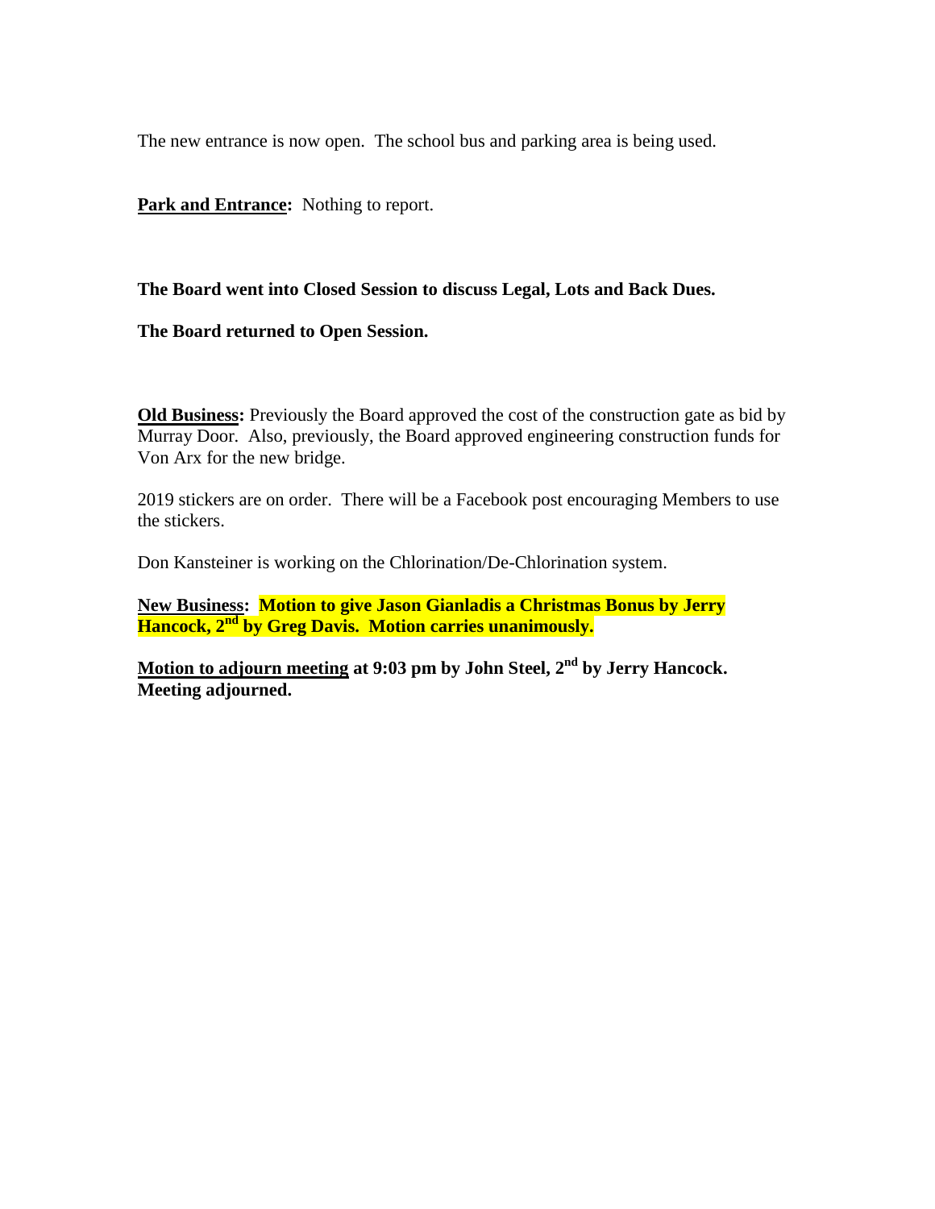The new entrance is now open. The school bus and parking area is being used.

**Park and Entrance:** Nothing to report.

**The Board went into Closed Session to discuss Legal, Lots and Back Dues.**

**The Board returned to Open Session.**

**Old Business:** Previously the Board approved the cost of the construction gate as bid by Murray Door. Also, previously, the Board approved engineering construction funds for Von Arx for the new bridge.

2019 stickers are on order. There will be a Facebook post encouraging Members to use the stickers.

Don Kansteiner is working on the Chlorination/De-Chlorination system.

**New Business:** **Motion to give Jason Gianladis a Christmas Bonus by Jerry Hancock, 2nd by Greg Davis. Motion carries unanimously.**

**Motion to adjourn meeting at 9:03 pm by John Steel, 2nd by Jerry Hancock. Meeting adjourned.**